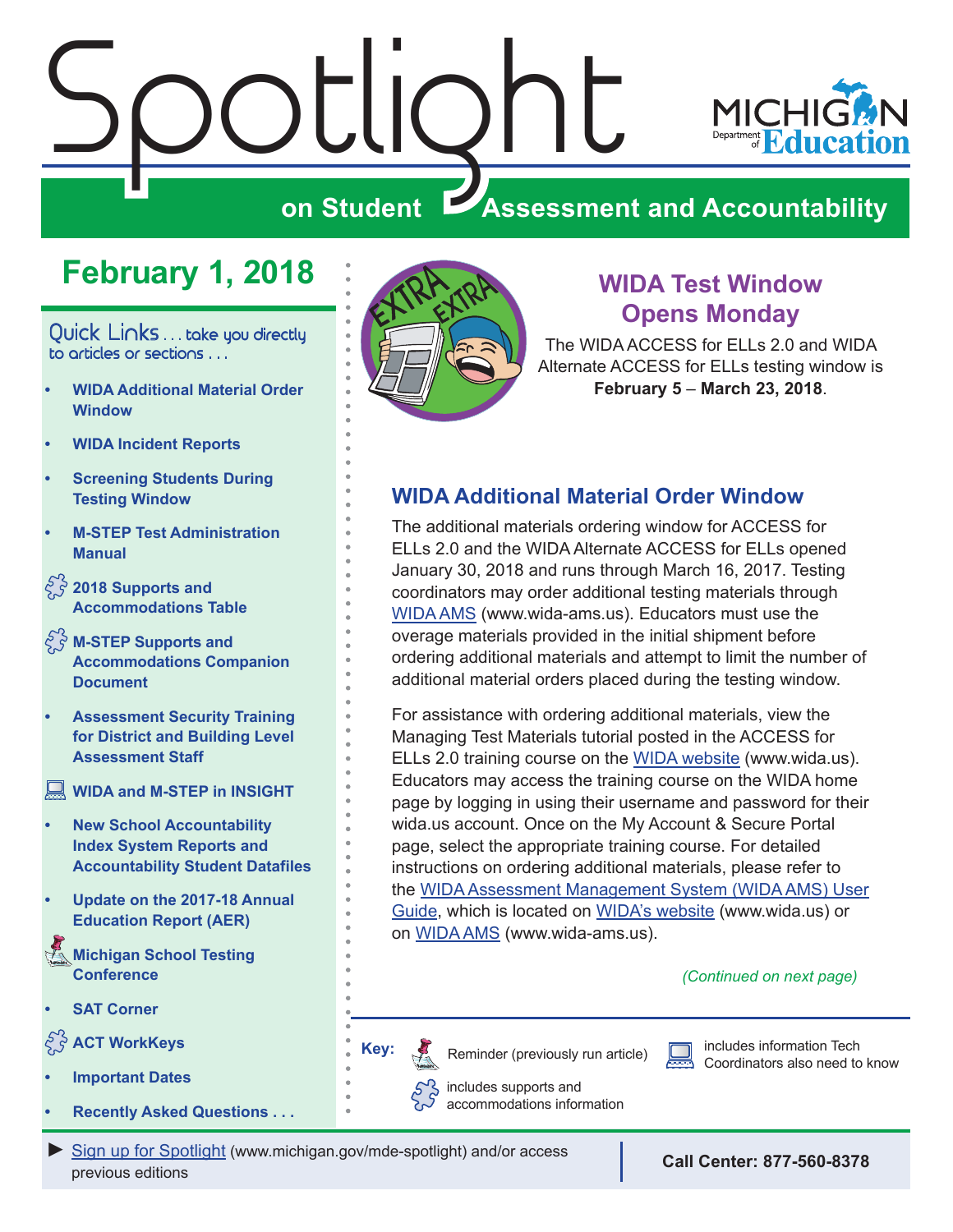# Spotlight on Student Assessment and Accountability

MICHIGAN Department of Education

## February 1, 2018

Quick Links . . . take you directly to articles or sections . . .

- **WIDA Additional Material Order Window**
- **WIDA Incident Reports**
- **Screening Students During Testing Window**
- **M-STEP Test Administration Manual**
- **2018 Supports and Accommodations Table**
- **M-STEP Supports and Accommodations Companion Document**
- **Assessment Security Training for District and Building Level Assessment Staff**
- **WIDA and M-STEP in INSIGHT**
- **New School Accountability Index System Reports and Accountability Student Datafiles**
- **Update on the 2017-18 Annual Education Report (AER)**
- **Michigan School Testing Conference**
- **SAT Corner**
- **ACT WorkKeys**
- **Important Dates**
- **Recently Asked Questions . . .**

## WIDA Test Window Opens Monday

The WIDA ACCESS for ELLs 2.0 and WIDA Alternate ACCESS for ELLs testing window is **February 5** – **March 23, 2018**.

## WIDA Additional Material Order Window

The additional materials ordering window for ACCESS for ELLs 2.0 and the WIDA Alternate ACCESS for ELLs opened January 30, 2018 and runs through March 16, 2017. Testing coordinators may order additional testing materials through WIDA AMS (www.wida-ams.us). Educators must use the overage materials provided in the initial shipment before ordering additional materials and attempt to limit the number of additional material orders placed during the testing window.

For assistance with ordering additional materials, view the Managing Test Materials tutorial posted in the ACCESS for ELLs 2.0 training course on the WIDA website (www.wida.us). Educators may access the training course on the WIDA home page by logging in using their username and password for their wida.us account. Once on the My Account & Secure Portal page, select the appropriate training course. For detailed instructions on ordering additional materials, please refer to the WIDA Assessment Management System (WIDA AMS) User Guide, which is located on WIDA's website (www.wida.us) or on WIDA AMS (www.wida-ams.us).

*(Continued on next page)*

**Key:** Reminder (previously run article) | includes supports and accommodations information | includes information Tech Coordinators also need to know

► Sign up for Spotlight (www.michigan.gov/mde-spotlight) and/or access previous editions

**Call Center: 877-560-8378**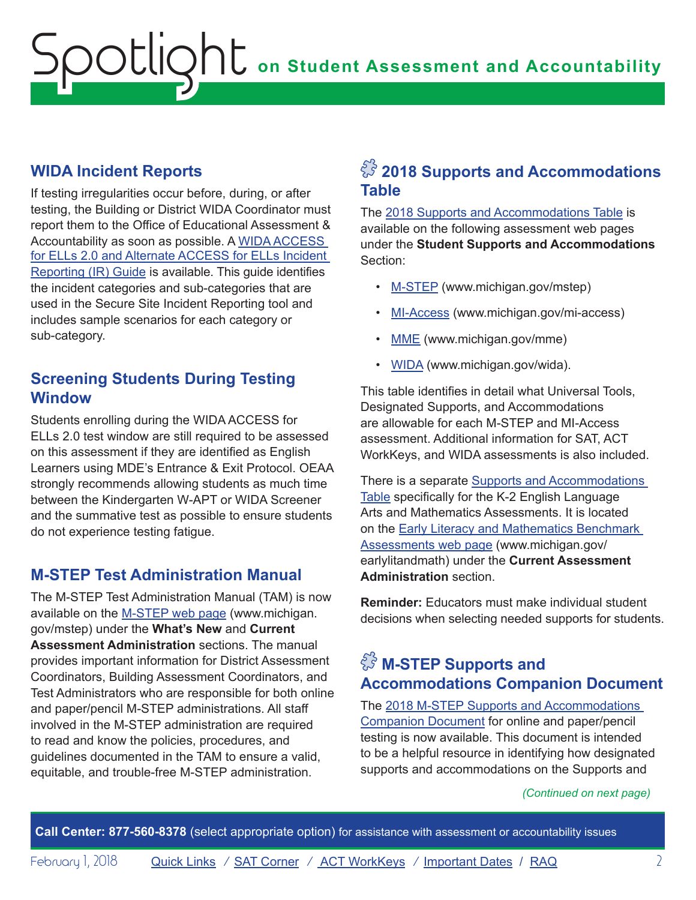## WIDA Incident Reports

If testing irregularities occur before, during, or after testing, the Building or District WIDA Coordinator must report them to the Office of Educational Assessment & Accountability as soon as possible. A WIDA ACCESS for ELLs 2.0 and Alternate ACCESS for ELLs Incident Reporting (IR) Guide is available. This guide identifies the incident categories and sub-categories that are used in the Secure Site Incident Reporting tool and includes sample scenarios for each category or sub-category.

## Screening Students During Testing Window

Students enrolling during the WIDA ACCESS for ELLs 2.0 test window are still required to be assessed on this assessment if they are identified as English Learners using MDE's Entrance & Exit Protocol. OEAA strongly recommends allowing students as much time between the Kindergarten W-APT or WIDA Screener and the summative test as possible to ensure students do not experience testing fatigue.

## M-STEP Test Administration Manual

The M-STEP Test Administration Manual (TAM) is now available on the M-STEP web page (www.michigan.gov/mstep) under the **What's New** and **Current Assessment Administration** sections. The manual provides important information for District Assessment Coordinators, Building Assessment Coordinators, and Test Administrators who are responsible for both online and paper/pencil M-STEP administrations. All staff involved in the M-STEP administration are required to read and know the policies, procedures, and guidelines documented in the TAM to ensure a valid, equitable, and trouble-free M-STEP administration.

## 2018 Supports and Accommodations Table

The 2018 Supports and Accommodations Table is available on the following assessment web pages under the **Student Supports and Accommodations** Section:

- M-STEP (www.michigan.gov/mstep)
- MI-Access (www.michigan.gov/mi-access)
- MME (www.michigan.gov/mme)
- WIDA (www.michigan.gov/wida).

This table identifies in detail what Universal Tools, Designated Supports, and Accommodations are allowable for each M-STEP and MI-Access assessment. Additional information for SAT, ACT WorkKeys, and WIDA assessments is also included.

There is a separate Supports and Accommodations Table specifically for the K-2 English Language Arts and Mathematics Assessments. It is located on the Early Literacy and Mathematics Benchmark Assessments web page (www.michigan.gov/earlylitandmath) under the **Current Assessment Administration** section.

**Reminder:** Educators must make individual student decisions when selecting needed supports for students.

## M-STEP Supports and Accommodations Companion Document

The 2018 M-STEP Supports and Accommodations Companion Document for online and paper/pencil testing is now available. This document is intended to be a helpful resource in identifying how designated supports and accommodations on the Supports and

*(Continued on next page)*

**Call Center: 877-560-8378** (select appropriate option) for assistance with assessment or accountability issues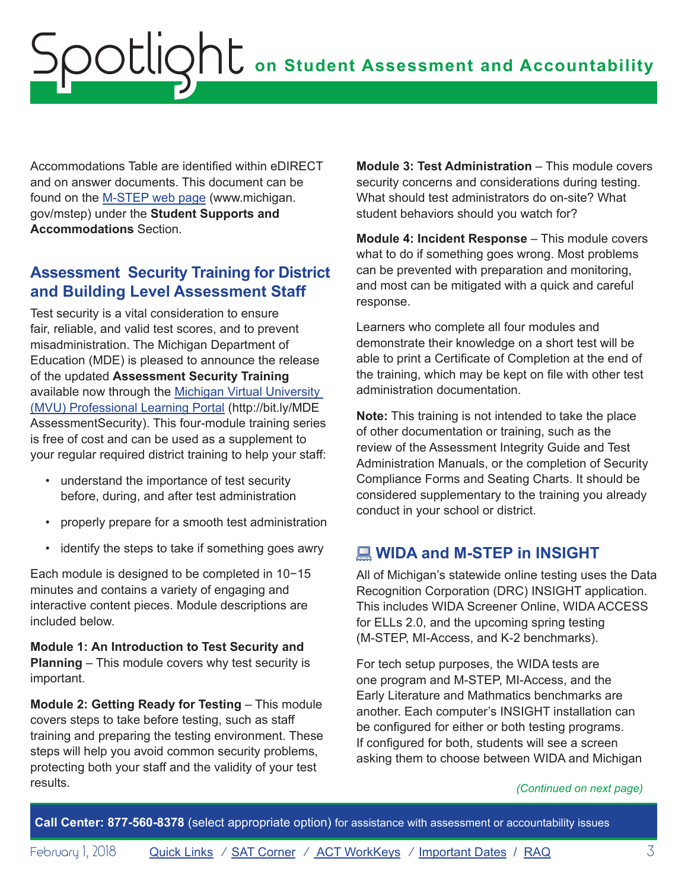Accommodations Table are identified within eDIRECT and on answer documents. This document can be found on the M-STEP web page (www.michigan.gov/mstep) under the **Student Supports and Accommodations** Section.

## Assessment Security Training for District and Building Level Assessment Staff

Test security is a vital consideration to ensure fair, reliable, and valid test scores, and to prevent misadministration. The Michigan Department of Education (MDE) is pleased to announce the release of the updated **Assessment Security Training** available now through the Michigan Virtual University (MVU) Professional Learning Portal (http://bit.ly/MDEAssessmentSecurity). This four-module training series is free of cost and can be used as a supplement to your regular required district training to help your staff:

- understand the importance of test security before, during, and after test administration
- properly prepare for a smooth test administration
- identify the steps to take if something goes awry

Each module is designed to be completed in 10−15 minutes and contains a variety of engaging and interactive content pieces. Module descriptions are included below.

**Module 1: An Introduction to Test Security and Planning** – This module covers why test security is important.

**Module 2: Getting Ready for Testing** – This module covers steps to take before testing, such as staff training and preparing the testing environment. These steps will help you avoid common security problems, protecting both your staff and the validity of your test results.

**Module 3: Test Administration** – This module covers security concerns and considerations during testing. What should test administrators do on-site? What student behaviors should you watch for?

**Module 4: Incident Response** – This module covers what to do if something goes wrong. Most problems can be prevented with preparation and monitoring, and most can be mitigated with a quick and careful response.

Learners who complete all four modules and demonstrate their knowledge on a short test will be able to print a Certificate of Completion at the end of the training, which may be kept on file with other test administration documentation.

**Note:** This training is not intended to take the place of other documentation or training, such as the review of the Assessment Integrity Guide and Test Administration Manuals, or the completion of Security Compliance Forms and Seating Charts. It should be considered supplementary to the training you already conduct in your school or district.

## WIDA and M-STEP in INSIGHT

All of Michigan's statewide online testing uses the Data Recognition Corporation (DRC) INSIGHT application. This includes WIDA Screener Online, WIDA ACCESS for ELLs 2.0, and the upcoming spring testing (M-STEP, MI-Access, and K-2 benchmarks).

For tech setup purposes, the WIDA tests are one program and M-STEP, MI-Access, and the Early Literature and Mathmatics benchmarks are another. Each computer's INSIGHT installation can be configured for either or both testing programs. If configured for both, students will see a screen asking them to choose between WIDA and Michigan

*(Continued on next page)*

**Call Center: 877-560-8378** (select appropriate option) for assistance with assessment or accountability issues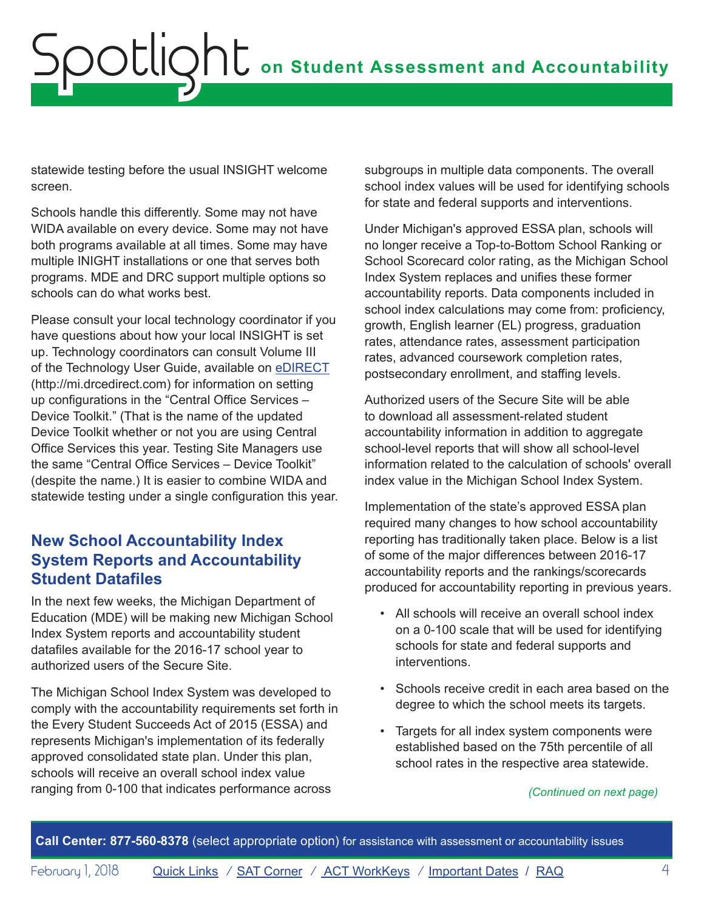statewide testing before the usual INSIGHT welcome screen.

Schools handle this differently. Some may not have WIDA available on every device. Some may not have both programs available at all times. Some may have multiple INIGHT installations or one that serves both programs. MDE and DRC support multiple options so schools can do what works best.

Please consult your local technology coordinator if you have questions about how your local INSIGHT is set up. Technology coordinators can consult Volume III of the Technology User Guide, available on [eDIRECT](http://mi.drcedirect.com) (http://mi.drcedirect.com) for information on setting up configurations in the "Central Office Services – Device Toolkit." (That is the name of the updated Device Toolkit whether or not you are using Central Office Services this year. Testing Site Managers use the same "Central Office Services – Device Toolkit" (despite the name.) It is easier to combine WIDA and statewide testing under a single configuration this year.

## New School Accountability Index System Reports and Accountability Student Datafiles

In the next few weeks, the Michigan Department of Education (MDE) will be making new Michigan School Index System reports and accountability student datafiles available for the 2016-17 school year to authorized users of the Secure Site.

The Michigan School Index System was developed to comply with the accountability requirements set forth in the Every Student Succeeds Act of 2015 (ESSA) and represents Michigan's implementation of its federally approved consolidated state plan. Under this plan, schools will receive an overall school index value ranging from 0-100 that indicates performance across subgroups in multiple data components. The overall school index values will be used for identifying schools for state and federal supports and interventions.

Under Michigan's approved ESSA plan, schools will no longer receive a Top-to-Bottom School Ranking or School Scorecard color rating, as the Michigan School Index System replaces and unifies these former accountability reports. Data components included in school index calculations may come from: proficiency, growth, English learner (EL) progress, graduation rates, attendance rates, assessment participation rates, advanced coursework completion rates, postsecondary enrollment, and staffing levels.

Authorized users of the Secure Site will be able to download all assessment-related student accountability information in addition to aggregate school-level reports that will show all school-level information related to the calculation of schools' overall index value in the Michigan School Index System.

Implementation of the state's approved ESSA plan required many changes to how school accountability reporting has traditionally taken place. Below is a list of some of the major differences between 2016-17 accountability reports and the rankings/scorecards produced for accountability reporting in previous years.

- All schools will receive an overall school index on a 0-100 scale that will be used for identifying schools for state and federal supports and interventions.
- Schools receive credit in each area based on the degree to which the school meets its targets.
- Targets for all index system components were established based on the 75th percentile of all school rates in the respective area statewide.

*(Continued on next page)*

**Call Center: 877-560-8378** (select appropriate option) for assistance with assessment or accountability issues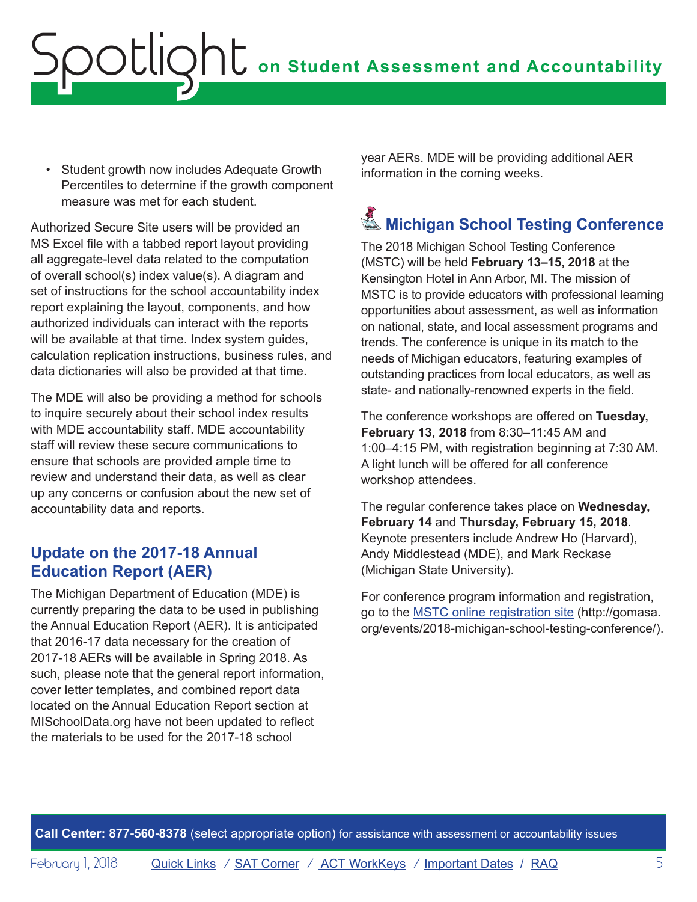- Student growth now includes Adequate Growth Percentiles to determine if the growth component measure was met for each student.

Authorized Secure Site users will be provided an MS Excel file with a tabbed report layout providing all aggregate-level data related to the computation of overall school(s) index value(s). A diagram and set of instructions for the school accountability index report explaining the layout, components, and how authorized individuals can interact with the reports will be available at that time. Index system guides, calculation replication instructions, business rules, and data dictionaries will also be provided at that time.

The MDE will also be providing a method for schools to inquire securely about their school index results with MDE accountability staff. MDE accountability staff will review these secure communications to ensure that schools are provided ample time to review and understand their data, as well as clear up any concerns or confusion about the new set of accountability data and reports.

## Update on the 2017-18 Annual Education Report (AER)

The Michigan Department of Education (MDE) is currently preparing the data to be used in publishing the Annual Education Report (AER). It is anticipated that 2016-17 data necessary for the creation of 2017-18 AERs will be available in Spring 2018. As such, please note that the general report information, cover letter templates, and combined report data located on the Annual Education Report section at MISchoolData.org have not been updated to reflect the materials to be used for the 2017-18 school year AERs. MDE will be providing additional AER information in the coming weeks.

## Michigan School Testing Conference

The 2018 Michigan School Testing Conference (MSTC) will be held **February 13–15, 2018** at the Kensington Hotel in Ann Arbor, MI. The mission of MSTC is to provide educators with professional learning opportunities about assessment, as well as information on national, state, and local assessment programs and trends. The conference is unique in its match to the needs of Michigan educators, featuring examples of outstanding practices from local educators, as well as state- and nationally-renowned experts in the field.

The conference workshops are offered on **Tuesday, February 13, 2018** from 8:30–11:45 AM and 1:00–4:15 PM, with registration beginning at 7:30 AM. A light lunch will be offered for all conference workshop attendees.

The regular conference takes place on **Wednesday, February 14** and **Thursday, February 15, 2018**. Keynote presenters include Andrew Ho (Harvard), Andy Middlestead (MDE), and Mark Reckase (Michigan State University).

For conference program information and registration, go to the [MSTC online registration site](http://gomasa.org/events/2018-michigan-school-testing-conference/) (http://gomasa.org/events/2018-michigan-school-testing-conference/).

**Call Center: 877-560-8378** (select appropriate option) for assistance with assessment or accountability issues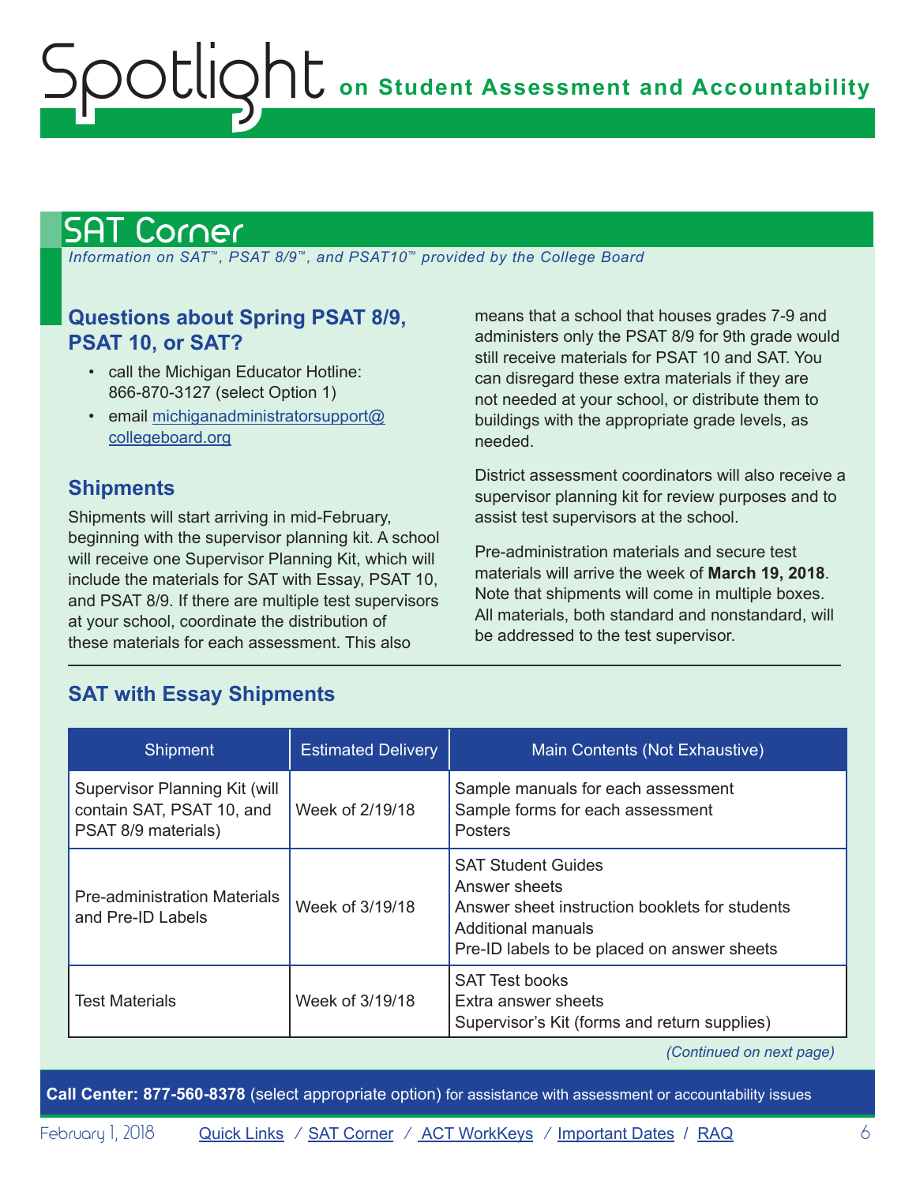## SAT Corner

*Information on SAT™, PSAT 8/9™, and PSAT10™ provided by the College Board*

### Questions about Spring PSAT 8/9, PSAT 10, or SAT?

- call the Michigan Educator Hotline: 866-870-3127 (select Option 1)
- email [michiganadministratorsupport@collegeboard.org](mailto:michiganadministratorsupport@collegeboard.org)

### Shipments

Shipments will start arriving in mid-February, beginning with the supervisor planning kit. A school will receive one Supervisor Planning Kit, which will include the materials for SAT with Essay, PSAT 10, and PSAT 8/9. If there are multiple test supervisors at your school, coordinate the distribution of these materials for each assessment. This also means that a school that houses grades 7-9 and administers only the PSAT 8/9 for 9th grade would still receive materials for PSAT 10 and SAT. You can disregard these extra materials if they are not needed at your school, or distribute them to buildings with the appropriate grade levels, as needed.

District assessment coordinators will also receive a supervisor planning kit for review purposes and to assist test supervisors at the school.

Pre-administration materials and secure test materials will arrive the week of **March 19, 2018**. Note that shipments will come in multiple boxes. All materials, both standard and nonstandard, will be addressed to the test supervisor.

### SAT with Essay Shipments

| Shipment | Estimated Delivery | Main Contents (Not Exhaustive) |
|---|---|---|
| Supervisor Planning Kit (will contain SAT, PSAT 10, and PSAT 8/9 materials) | Week of 2/19/18 | Sample manuals for each assessment<br>Sample forms for each assessment<br>Posters |
| Pre-administration Materials and Pre-ID Labels | Week of 3/19/18 | SAT Student Guides<br>Answer sheets<br>Answer sheet instruction booklets for students<br>Additional manuals<br>Pre-ID labels to be placed on answer sheets |
| Test Materials | Week of 3/19/18 | SAT Test books<br>Extra answer sheets<br>Supervisor's Kit (forms and return supplies) |

*(Continued on next page)*

**Call Center: 877-560-8378** (select appropriate option) for assistance with assessment or accountability issues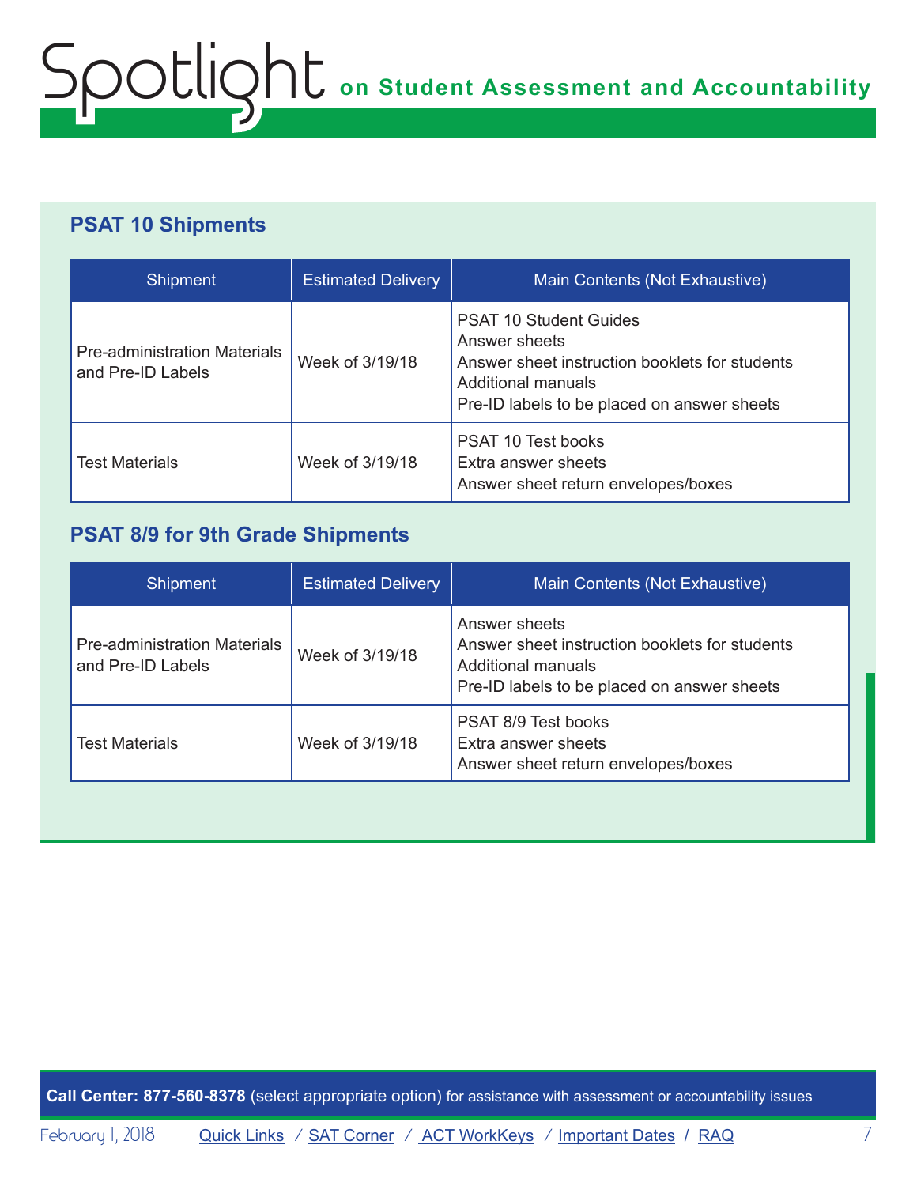## PSAT 10 Shipments

| Shipment | Estimated Delivery | Main Contents (Not Exhaustive) |
| --- | --- | --- |
| Pre-administration Materials and Pre-ID Labels | Week of 3/19/18 | PSAT 10 Student Guides<br>Answer sheets<br>Answer sheet instruction booklets for students<br>Additional manuals<br>Pre-ID labels to be placed on answer sheets |
| Test Materials | Week of 3/19/18 | PSAT 10 Test books<br>Extra answer sheets<br>Answer sheet return envelopes/boxes |

## PSAT 8/9 for 9th Grade Shipments

| Shipment | Estimated Delivery | Main Contents (Not Exhaustive) |
| --- | --- | --- |
| Pre-administration Materials and Pre-ID Labels | Week of 3/19/18 | Answer sheets<br>Answer sheet instruction booklets for students<br>Additional manuals<br>Pre-ID labels to be placed on answer sheets |
| Test Materials | Week of 3/19/18 | PSAT 8/9 Test books<br>Extra answer sheets<br>Answer sheet return envelopes/boxes |

**Call Center: 877-560-8378** (select appropriate option) for assistance with assessment or accountability issues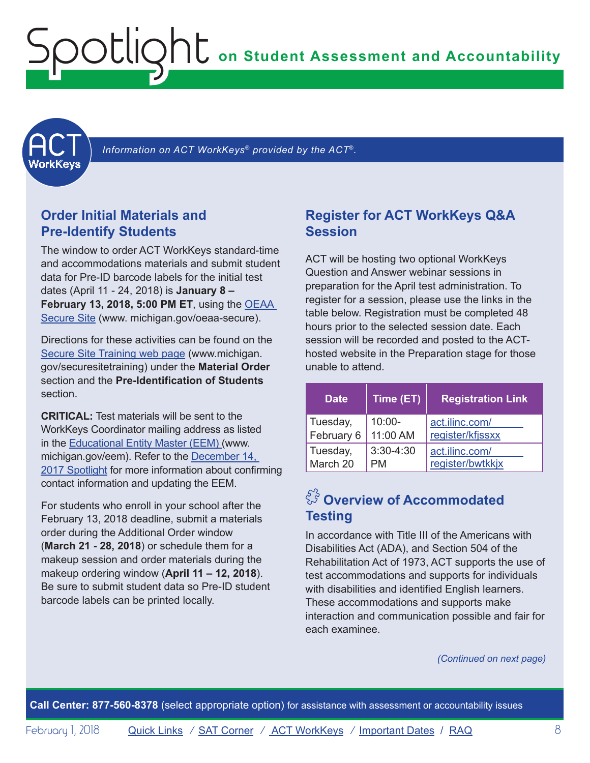# ACT WorkKeys

*Information on ACT WorkKeys® provided by the ACT®.*

## Order Initial Materials and Pre-Identify Students

The window to order ACT WorkKeys standard-time and accommodations materials and submit student data for Pre-ID barcode labels for the initial test dates (April 11 - 24, 2018) is **January 8 – February 13, 2018, 5:00 PM ET**, using the OEAA Secure Site (www. michigan.gov/oeaa-secure).

Directions for these activities can be found on the Secure Site Training web page (www.michigan. gov/securesitetraining) under the **Material Order** section and the **Pre-Identification of Students** section.

**CRITICAL:** Test materials will be sent to the WorkKeys Coordinator mailing address as listed in the Educational Entity Master (EEM) (www. michigan.gov/eem). Refer to the December 14, 2017 Spotlight for more information about confirming contact information and updating the EEM.

For students who enroll in your school after the February 13, 2018 deadline, submit a materials order during the Additional Order window (**March 21 - 28, 2018**) or schedule them for a makeup session and order materials during the makeup ordering window (**April 11 – 12, 2018**). Be sure to submit student data so Pre-ID student barcode labels can be printed locally.

## Register for ACT WorkKeys Q&A Session

ACT will be hosting two optional WorkKeys Question and Answer webinar sessions in preparation for the April test administration. To register for a session, please use the links in the table below. Registration must be completed 48 hours prior to the selected session date. Each session will be recorded and posted to the ACT-hosted website in the Preparation stage for those unable to attend.

| Date | Time (ET) | Registration Link |
|---|---|---|
| Tuesday, February 6 | 10:00-11:00 AM | act.ilinc.com/register/kfjssxx |
| Tuesday, March 20 | 3:30-4:30 PM | act.ilinc.com/register/bwtkkjx |

## Overview of Accommodated Testing

In accordance with Title III of the Americans with Disabilities Act (ADA), and Section 504 of the Rehabilitation Act of 1973, ACT supports the use of test accommodations and supports for individuals with disabilities and identified English learners. These accommodations and supports make interaction and communication possible and fair for each examinee.

*(Continued on next page)*

**Call Center: 877-560-8378** (select appropriate option) for assistance with assessment or accountability issues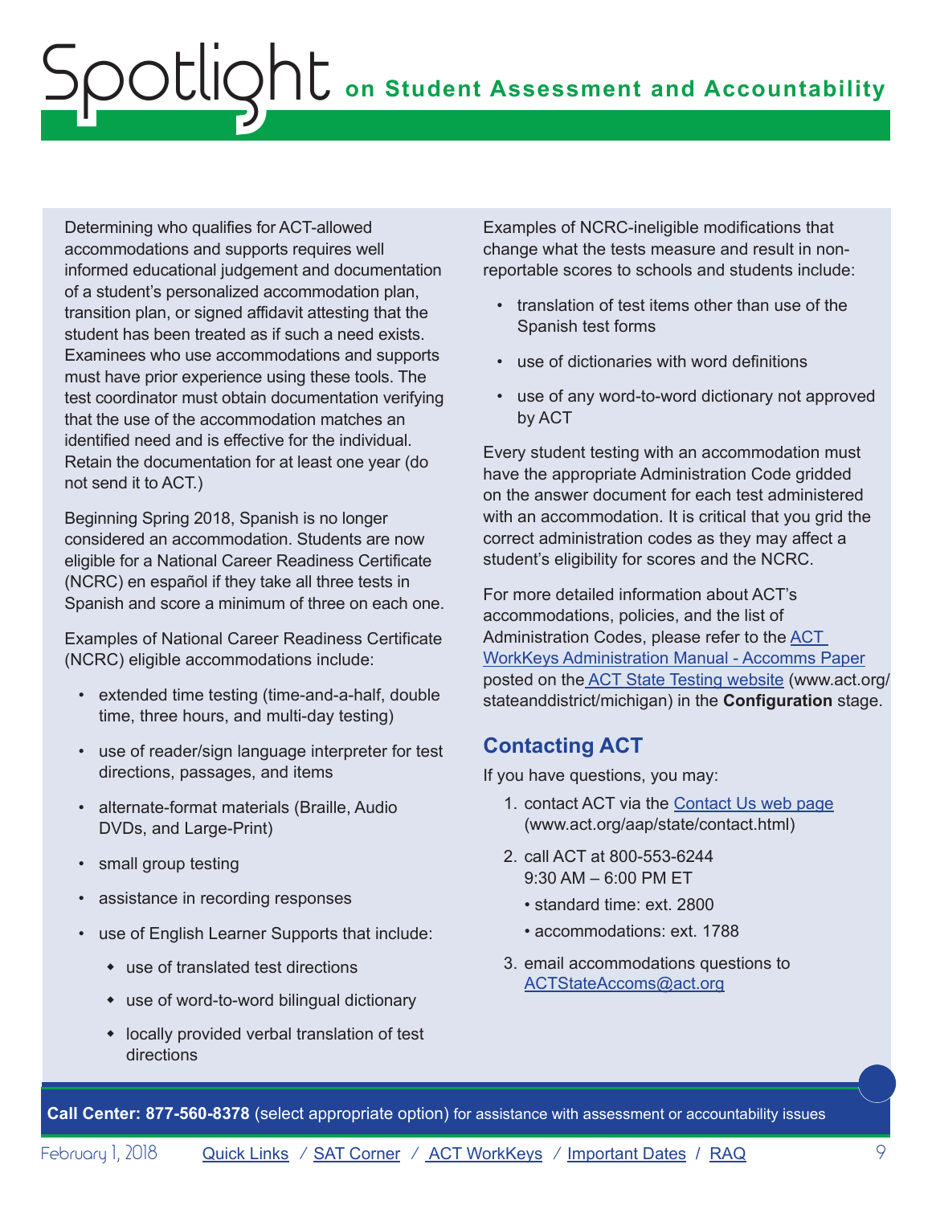Determining who qualifies for ACT-allowed accommodations and supports requires well informed educational judgement and documentation of a student's personalized accommodation plan, transition plan, or signed affidavit attesting that the student has been treated as if such a need exists. Examinees who use accommodations and supports must have prior experience using these tools. The test coordinator must obtain documentation verifying that the use of the accommodation matches an identified need and is effective for the individual. Retain the documentation for at least one year (do not send it to ACT.)

Beginning Spring 2018, Spanish is no longer considered an accommodation. Students are now eligible for a National Career Readiness Certificate (NCRC) en español if they take all three tests in Spanish and score a minimum of three on each one.

Examples of National Career Readiness Certificate (NCRC) eligible accommodations include:

- extended time testing (time-and-a-half, double time, three hours, and multi-day testing)
- use of reader/sign language interpreter for test directions, passages, and items
- alternate-format materials (Braille, Audio DVDs, and Large-Print)
- small group testing
- assistance in recording responses
- use of English Learner Supports that include:
  - use of translated test directions
  - use of word-to-word bilingual dictionary
  - locally provided verbal translation of test directions

Examples of NCRC-ineligible modifications that change what the tests measure and result in non-reportable scores to schools and students include:

- translation of test items other than use of the Spanish test forms
- use of dictionaries with word definitions
- use of any word-to-word dictionary not approved by ACT

Every student testing with an accommodation must have the appropriate Administration Code gridded on the answer document for each test administered with an accommodation. It is critical that you grid the correct administration codes as they may affect a student's eligibility for scores and the NCRC.

For more detailed information about ACT's accommodations, policies, and the list of Administration Codes, please refer to the ACT WorkKeys Administration Manual - Accomms Paper posted on the ACT State Testing website (www.act.org/stateanddistrict/michigan) in the **Configuration** stage.

## Contacting ACT

If you have questions, you may:

1. contact ACT via the Contact Us web page (www.act.org/aap/state/contact.html)
2. call ACT at 800-553-6244
   9:30 AM – 6:00 PM ET
   - standard time: ext. 2800
   - accommodations: ext. 1788
3. email accommodations questions to ACTStateAccoms@act.org

**Call Center: 877-560-8378** (select appropriate option) for assistance with assessment or accountability issues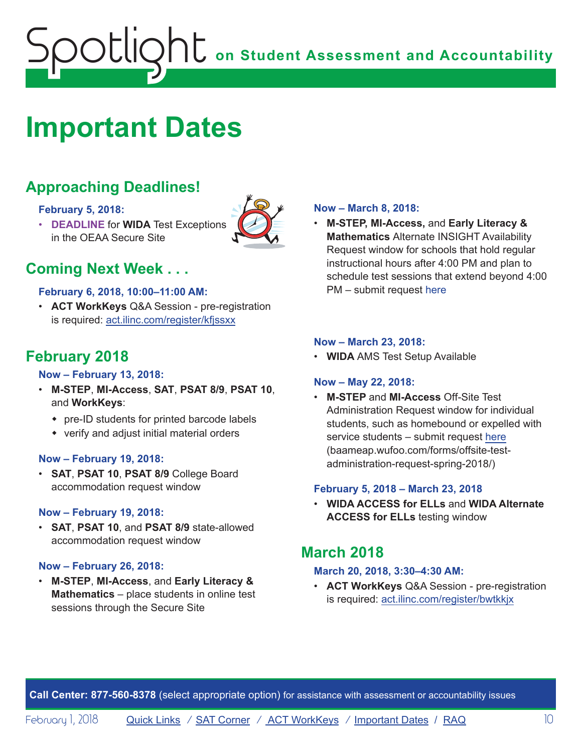# Important Dates

## Approaching Deadlines!

**February 5, 2018:**

- **DEADLINE** for **WIDA** Test Exceptions in the OEAA Secure Site

## Coming Next Week . . .

**February 6, 2018, 10:00–11:00 AM:**

- **ACT WorkKeys** Q&A Session - pre-registration is required: act.ilinc.com/register/kfjssxx

## February 2018

**Now – February 13, 2018:**

- **M-STEP**, **MI-Access**, **SAT**, **PSAT 8/9**, **PSAT 10**, and **WorkKeys**:
  - pre-ID students for printed barcode labels
  - verify and adjust initial material orders

**Now – February 19, 2018:**

- **SAT**, **PSAT 10**, **PSAT 8/9** College Board accommodation request window

**Now – February 19, 2018:**

- **SAT**, **PSAT 10**, and **PSAT 8/9** state-allowed accommodation request window

**Now – February 26, 2018:**

- **M-STEP**, **MI-Access**, and **Early Literacy & Mathematics** – place students in online test sessions through the Secure Site

**Now – March 8, 2018:**

- **M-STEP, MI-Access,** and **Early Literacy & Mathematics** Alternate INSIGHT Availability Request window for schools that hold regular instructional hours after 4:00 PM and plan to schedule test sessions that extend beyond 4:00 PM – submit request here

**Now – March 23, 2018:**

- **WIDA** AMS Test Setup Available

**Now – May 22, 2018:**

- **M-STEP** and **MI-Access** Off-Site Test Administration Request window for individual students, such as homebound or expelled with service students – submit request here (baameap.wufoo.com/forms/offsite-test-administration-request-spring-2018/)

**February 5, 2018 – March 23, 2018**

- **WIDA ACCESS for ELLs** and **WIDA Alternate ACCESS for ELLs** testing window

## March 2018

**March 20, 2018, 3:30–4:30 AM:**

- **ACT WorkKeys** Q&A Session - pre-registration is required: act.ilinc.com/register/bwtkkjx

**Call Center: 877-560-8378** (select appropriate option) for assistance with assessment or accountability issues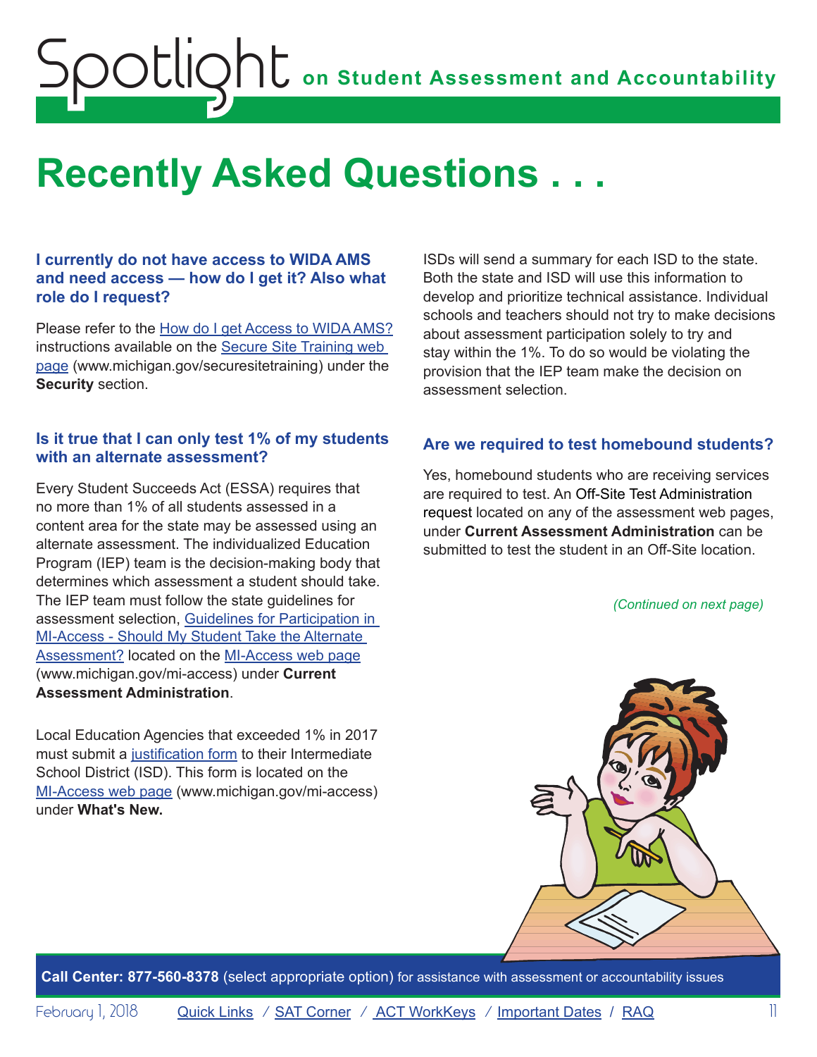# Recently Asked Questions . . .

### I currently do not have access to WIDA AMS and need access — how do I get it? Also what role do I request?

Please refer to the How do I get Access to WIDA AMS? instructions available on the Secure Site Training web page (www.michigan.gov/securesitetraining) under the **Security** section.

### Is it true that I can only test 1% of my students with an alternate assessment?

Every Student Succeeds Act (ESSA) requires that no more than 1% of all students assessed in a content area for the state may be assessed using an alternate assessment. The individualized Education Program (IEP) team is the decision-making body that determines which assessment a student should take. The IEP team must follow the state guidelines for assessment selection, Guidelines for Participation in MI-Access - Should My Student Take the Alternate Assessment? located on the MI-Access web page (www.michigan.gov/mi-access) under **Current Assessment Administration**.

Local Education Agencies that exceeded 1% in 2017 must submit a justification form to their Intermediate School District (ISD). This form is located on the MI-Access web page (www.michigan.gov/mi-access) under **What's New.**

ISDs will send a summary for each ISD to the state. Both the state and ISD will use this information to develop and prioritize technical assistance. Individual schools and teachers should not try to make decisions about assessment participation solely to try and stay within the 1%. To do so would be violating the provision that the IEP team make the decision on assessment selection.

### Are we required to test homebound students?

Yes, homebound students who are receiving services are required to test. An Off-Site Test Administration request located on any of the assessment web pages, under **Current Assessment Administration** can be submitted to test the student in an Off-Site location.

*(Continued on next page)*

**Call Center: 877-560-8378** (select appropriate option) for assistance with assessment or accountability issues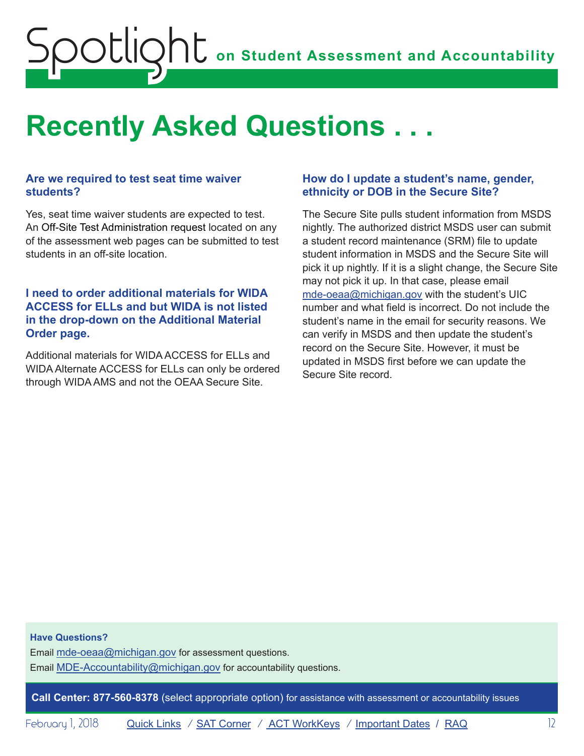# Recently Asked Questions . . .

### Are we required to test seat time waiver students?

Yes, seat time waiver students are expected to test. An Off-Site Test Administration request located on any of the assessment web pages can be submitted to test students in an off-site location.

### I need to order additional materials for WIDA ACCESS for ELLs and but WIDA is not listed in the drop-down on the Additional Material Order page.

Additional materials for WIDA ACCESS for ELLs and WIDA Alternate ACCESS for ELLs can only be ordered through WIDA AMS and not the OEAA Secure Site.

### How do I update a student's name, gender, ethnicity or DOB in the Secure Site?

The Secure Site pulls student information from MSDS nightly. The authorized district MSDS user can submit a student record maintenance (SRM) file to update student information in MSDS and the Secure Site will pick it up nightly. If it is a slight change, the Secure Site may not pick it up. In that case, please email mde-oeaa@michigan.gov with the student's UIC number and what field is incorrect. Do not include the student's name in the email for security reasons. We can verify in MSDS and then update the student's record on the Secure Site. However, it must be updated in MSDS first before we can update the Secure Site record.

**Have Questions?**

Email mde-oeaa@michigan.gov for assessment questions.

Email MDE-Accountability@michigan.gov for accountability questions.

**Call Center: 877-560-8378** (select appropriate option) for assistance with assessment or accountability issues